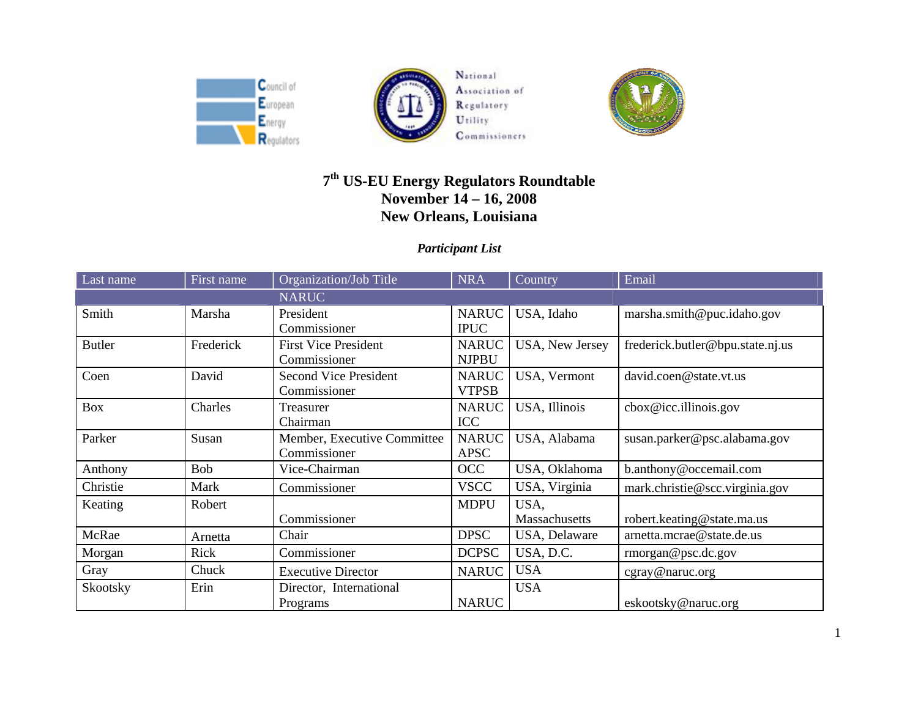# 7th US-EU Energy Regulators Roundtable
# November 14 – 16, 2008
# New Orleans, Louisiana

***Participant List***

| Last name | First name | Organization/Job Title | NRA | Country | Email |
|---|---|---|---|---|---|
| | | NARUC | | | |
| Smith | Marsha | President Commissioner | NARUC IPUC | USA, Idaho | marsha.smith@puc.idaho.gov |
| Butler | Frederick | First Vice President Commissioner | NARUC NJPBU | USA, New Jersey | frederick.butler@bpu.state.nj.us |
| Coen | David | Second Vice President Commissioner | NARUC VTPSB | USA, Vermont | david.coen@state.vt.us |
| Box | Charles | Treasurer Chairman | NARUC ICC | USA, Illinois | cbox@icc.illinois.gov |
| Parker | Susan | Member, Executive Committee Commissioner | NARUC APSC | USA, Alabama | susan.parker@psc.alabama.gov |
| Anthony | Bob | Vice-Chairman | OCC | USA, Oklahoma | b.anthony@occemail.com |
| Christie | Mark | Commissioner | VSCC | USA, Virginia | mark.christie@scc.virginia.gov |
| Keating | Robert | Commissioner | MDPU | USA, Massachusetts | robert.keating@state.ma.us |
| McRae | Arnetta | Chair | DPSC | USA, Delaware | arnetta.mcrae@state.de.us |
| Morgan | Rick | Commissioner | DCPSC | USA, D.C. | rmorgan@psc.dc.gov |
| Gray | Chuck | Executive Director | NARUC | USA | cgray@naruc.org |
| Skootsky | Erin | Director, International Programs | NARUC | USA | eskootsky@naruc.org |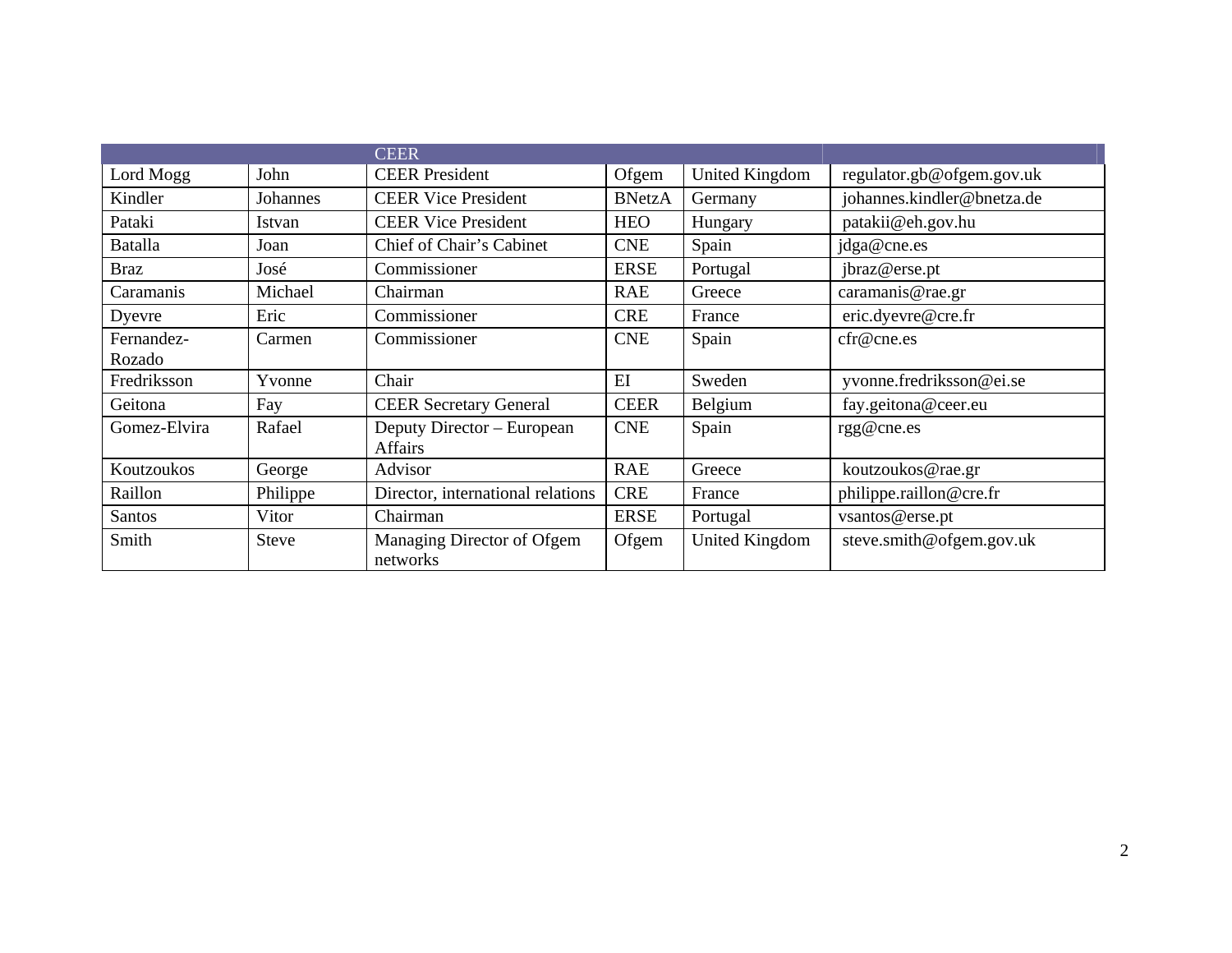| | | CEER | | | |
|---|---|---|---|---|---|
| Lord Mogg | John | CEER President | Ofgem | United Kingdom | regulator.gb@ofgem.gov.uk |
| Kindler | Johannes | CEER Vice President | BNetzA | Germany | johannes.kindler@bnetza.de |
| Pataki | Istvan | CEER Vice President | HEO | Hungary | patakii@eh.gov.hu |
| Batalla | Joan | Chief of Chair's Cabinet | CNE | Spain | jdga@cne.es |
| Braz | José | Commissioner | ERSE | Portugal | jbraz@erse.pt |
| Caramanis | Michael | Chairman | RAE | Greece | caramanis@rae.gr |
| Dyevre | Eric | Commissioner | CRE | France | eric.dyevre@cre.fr |
| Fernandez-Rozado | Carmen | Commissioner | CNE | Spain | cfr@cne.es |
| Fredriksson | Yvonne | Chair | EI | Sweden | yvonne.fredriksson@ei.se |
| Geitona | Fay | CEER Secretary General | CEER | Belgium | fay.geitona@ceer.eu |
| Gomez-Elvira | Rafael | Deputy Director – European Affairs | CNE | Spain | rgg@cne.es |
| Koutzoukos | George | Advisor | RAE | Greece | koutzoukos@rae.gr |
| Raillon | Philippe | Director, international relations | CRE | France | philippe.raillon@cre.fr |
| Santos | Vitor | Chairman | ERSE | Portugal | vsantos@erse.pt |
| Smith | Steve | Managing Director of Ofgem networks | Ofgem | United Kingdom | steve.smith@ofgem.gov.uk |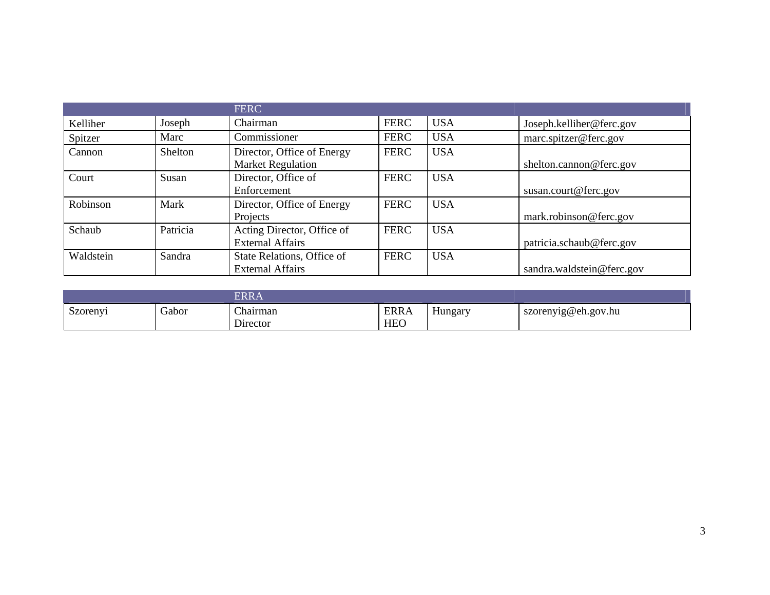| | | | | | |
|---|---|---|---|---|---|
| | | FERC | | | |
| Kelliher | Joseph | Chairman | FERC | USA | Joseph.kelliher@ferc.gov |
| Spitzer | Marc | Commissioner | FERC | USA | marc.spitzer@ferc.gov |
| Cannon | Shelton | Director, Office of Energy Market Regulation | FERC | USA | shelton.cannon@ferc.gov |
| Court | Susan | Director, Office of Enforcement | FERC | USA | susan.court@ferc.gov |
| Robinson | Mark | Director, Office of Energy Projects | FERC | USA | mark.robinson@ferc.gov |
| Schaub | Patricia | Acting Director, Office of External Affairs | FERC | USA | patricia.schaub@ferc.gov |
| Waldstein | Sandra | State Relations, Office of External Affairs | FERC | USA | sandra.waldstein@ferc.gov |

| | | | | | |
|---|---|---|---|---|---|
| | | ERRA | | | |
| Szorenyi | Gabor | Chairman Director | ERRA HEO | Hungary | szorenyig@eh.gov.hu |